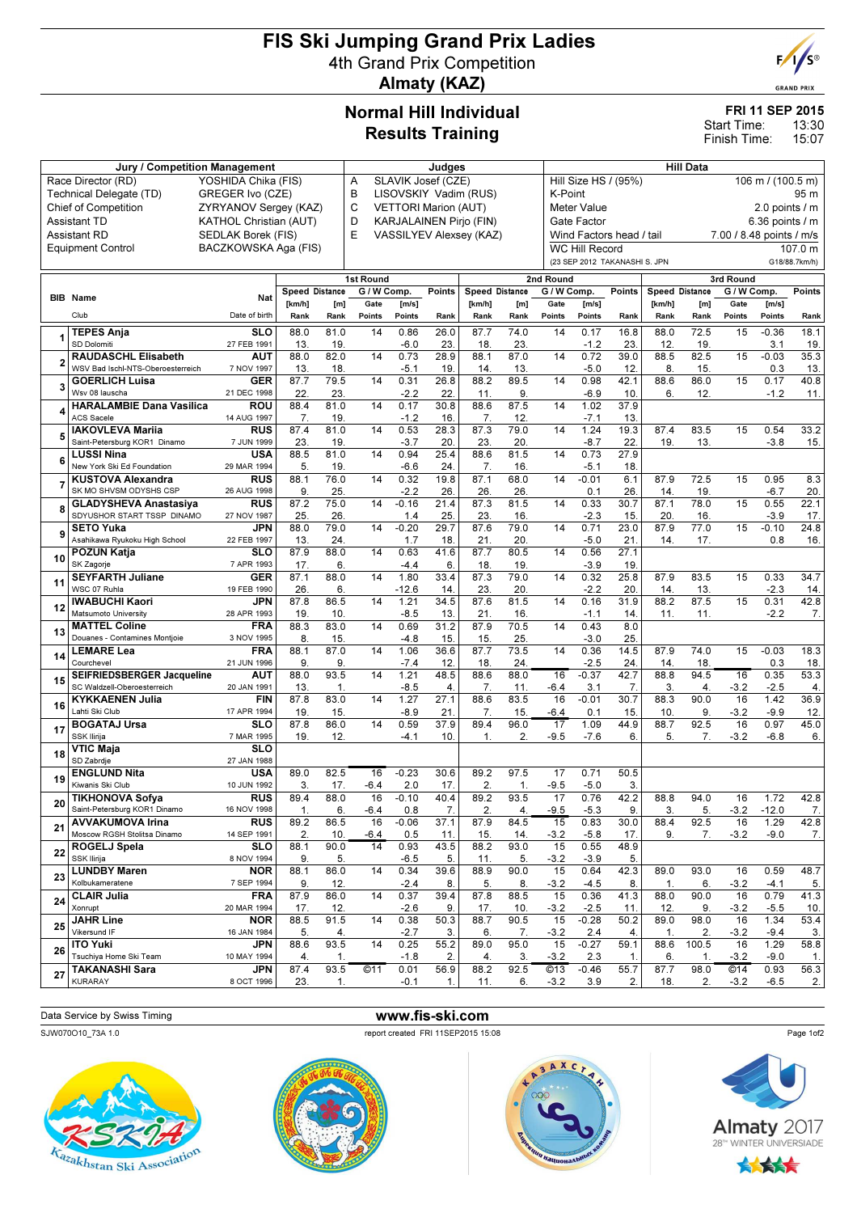# FIS Ski Jumping Grand Prix Ladies

## 4th Grand Prix Competition

## Almaty (KAZ)

## Normal Hill Individual Results Training

**FRI 11 SEP 2015**
Start Time: 13:30
Finish Time: 15:07

| Jury / Competition Management | | Judges | | Hill Data | |
|---|---|---|---|---|---|
| Race Director (RD) | YOSHIDA Chika (FIS) | A | SLAVIK Josef (CZE) | Hill Size HS / (95%) | 106 m / (100.5 m) |
| Technical Delegate (TD) | GREGER Ivo (CZE) | B | LISOVSKIY Vadim (RUS) | K-Point | 95 m |
| Chief of Competition | ZYRYANOV Sergey (KAZ) | C | VETTORI Marion (AUT) | Meter Value | 2.0 points / m |
| Assistant TD | KATHOL Christian (AUT) | D | KARJALAINEN Pirjo (FIN) | Gate Factor | 6.36 points / m |
| Assistant RD | SEDLAK Borek (FIS) | E | VASSILYEV Alexsey (KAZ) | Wind Factors head / tail | 7.00 / 8.48 points / m |
| Equipment Control | BACZKOWSKA Aga (FIS) | | | WC Hill Record | 107.0 m |
| | | | | (23 SEP 2012 TAKANASHI S. JPN | G18/88.7km/h) |

| BIB | Name / Club | Nat / Date of birth | 1st Round Speed [km/h] / Rank | Distance [m] / Rank | Gate / Gate Points | Wind [m/s] / Points | Points / Rank | 2nd Round Speed [km/h] / Rank | Distance [m] / Rank | Gate / Gate Points | Wind [m/s] / Points | Points / Rank | 3rd Round Speed [km/h] / Rank | Distance [m] / Rank | Gate / Gate Points | Wind [m/s] / Points | Points / Rank |
|---|---|---|---|---|---|---|---|---|---|---|---|---|---|---|---|---|---|
| 1 | TEPES Anja / SD Dolomiti | SLO / 27 FEB 1991 | 88.0 / 13. | 81.0 / 19. | 14 | 0.86 / -6.0 | 26.0 / 23. | 87.7 / 18. | 74.0 / 23. | 14 | 0.17 / -1.2 | 16.8 / 23. | 88.0 / 12. | 72.5 / 19. | 15 | -0.36 / 3.1 | 18.1 / 19. |
| 2 | RAUDASCHL Elisabeth / WSV Bad Ischl-NTS-Oberoesterreich | AUT / 7 NOV 1997 | 88.0 / 13. | 82.0 / 18. | 14 | 0.73 / -5.1 | 28.9 / 19. | 88.1 / 14. | 87.0 / 13. | 14 | 0.72 / -5.0 | 39.0 / 12. | 88.5 / 8. | 82.5 / 15. | 15 | -0.03 / 0.3 | 35.3 / 13. |
| 3 | GOERLICH Luisa / Wsv 08 lauscha | GER / 21 DEC 1998 | 87.7 / 22. | 79.5 / 23. | 14 | 0.31 / -2.2 | 26.8 / 22. | 88.2 / 11. | 89.5 / 9. | 14 | 0.98 / -6.9 | 42.1 / 10. | 88.6 / 6. | 86.0 / 12. | 15 | 0.17 / -1.2 | 40.8 / 11. |
| 4 | HARALAMBIE Dana Vasilica / ACS Sacele | ROU / 14 AUG 1997 | 88.4 / 7. | 81.0 / 19. | 14 | 0.17 / -1.2 | 30.8 / 16. | 88.6 / 7. | 87.5 / 12. | 14 | 1.02 / -7.1 | 37.9 / 13. | | | | | |
| 5 | IAKOVLEVA Mariia / Saint-Petersburg KOR1 Dinamo | RUS / 7 JUN 1999 | 87.4 / 23. | 81.0 / 19. | 14 | 0.53 / -3.7 | 28.3 / 20. | 87.3 / 23. | 79.0 / 20. | 14 | 1.24 / -8.7 | 19.3 / 22. | 87.4 / 19. | 83.5 / 13. | 15 | 0.54 / -3.8 | 33.2 / 15. |
| 6 | LUSSI Nina / New York Ski Ed Foundation | USA / 29 MAR 1994 | 88.5 / 5. | 81.0 / 19. | 14 | 0.94 / -6.6 | 25.4 / 24. | 88.6 / 7. | 81.5 / 16. | 14 | 0.73 / -5.1 | 27.9 / 18. | | | | | |
| 7 | KUSTOVA Alexandra / SK MO SHVSM ODYSHS CSP | RUS / 26 AUG 1998 | 88.1 / 9. | 76.0 / 25. | 14 | 0.32 / -2.2 | 19.8 / 26. | 87.1 / 26. | 68.0 / 26. | 14 | -0.01 / 0.1 | 6.1 / 26. | 87.9 / 14. | 72.5 / 19. | 15 | 0.95 / -6.7 | 8.3 / 20. |
| 8 | GLADYSHEVA Anastasiya / SDYUSHOR START TSSP DINAMO | RUS / 27 NOV 1987 | 87.2 / 25. | 75.0 / 26. | 14 | -0.16 / 1.4 | 21.4 / 25. | 87.3 / 23. | 81.5 / 16. | 14 | 0.33 / -2.3 | 30.7 / 15. | 87.1 / 20. | 78.0 / 16. | 15 | 0.55 / -3.9 | 22.1 / 17. |
| 9 | SETO Yuka / Asahikawa Ryukoku High School | JPN / 22 FEB 1997 | 88.0 / 13. | 79.0 / 24. | 14 | -0.20 / 1.7 | 29.7 / 18. | 87.6 / 21. | 79.0 / 20. | 14 | 0.71 / -5.0 | 23.0 / 21. | 87.9 / 14. | 77.0 / 17. | 15 | -0.10 / 0.8 | 24.8 / 16. |
| 10 | POZUN Katja / SK Zagorje | SLO / 7 APR 1993 | 87.9 / 17. | 88.0 / 6. | 14 | 0.63 / -4.4 | 41.6 / 6. | 87.7 / 18. | 80.5 / 19. | 14 | 0.56 / -3.9 | 27.1 / 19. | | | | | |
| 11 | SEYFARTH Juliane / WSC 07 Ruhla | GER / 19 FEB 1990 | 87.1 / 26. | 88.0 / 6. | 14 | 1.80 / -12.6 | 33.4 / 14. | 87.3 / 23. | 79.0 / 20. | 14 | 0.32 / -2.2 | 25.8 / 20. | 87.9 / 14. | 83.5 / 13. | 15 | 0.33 / -2.3 | 34.7 / 14. |
| 12 | IWABUCHI Kaori / Matsumoto University | JPN / 28 APR 1993 | 87.8 / 19. | 86.5 / 10. | 14 | 1.21 / -8.5 | 34.5 / 13. | 87.6 / 21. | 81.5 / 16. | 14 | 0.16 / -1.1 | 31.9 / 14. | 88.2 / 11. | 87.5 / 11. | 15 | 0.31 / -2.2 | 42.8 / 7. |
| 13 | MATTEL Coline / Douanes - Contamines Montjoie | FRA / 3 NOV 1995 | 88.3 / 8. | 83.0 / 15. | 14 | 0.69 / -4.8 | 31.2 / 15. | 87.9 / 15. | 70.5 / 25. | 14 | 0.43 / -3.0 | 8.0 / 25. | | | | | |
| 14 | LEMARE Lea / Courchevel | FRA / 21 JUN 1996 | 88.1 / 9. | 87.0 / 9. | 14 | 1.06 / -7.4 | 36.6 / 12. | 87.7 / 18. | 73.5 / 24. | 14 | 0.36 / -2.5 | 14.5 / 24. | 87.9 / 14. | 74.0 / 18. | 15 | -0.03 / 0.3 | 18.3 / 18. |
| 15 | SEIFRIEDSBERGER Jacqueline / SC Waldzell-Oberoesterreich | AUT / 20 JAN 1991 | 88.0 / 13. | 93.5 / 1. | 14 | 1.21 / -8.5 | 48.5 / 4. | 88.6 / 7. | 88.0 / 11. | 16 / -6.4 | -0.37 / 3.1 | 42.7 / 7. | 88.8 / 3. | 94.5 / 4. | 16 / -3.2 | 0.35 / -2.5 | 53.3 / 4. |
| 16 | KYKKAENEN Julia / Lahti Ski Club | FIN / 17 APR 1994 | 87.8 / 19. | 83.0 / 15. | 14 | 1.27 / -8.9 | 27.1 / 21. | 88.6 / 7. | 83.5 / 15. | 16 / -6.4 | -0.01 / 0.1 | 30.7 / 15. | 88.3 / 10. | 90.0 / 9. | 16 / -3.2 | 1.42 / -9.9 | 36.9 / 12. |
| 17 | BOGATAJ Ursa / SSK Ilirija | SLO / 7 MAR 1995 | 87.8 / 19. | 86.0 / 12. | 14 | 0.59 / -4.1 | 37.9 / 10. | 89.4 / 1. | 96.0 / 2. | 17 / -9.5 | 1.09 / -7.6 | 44.9 / 6. | 88.7 / 5. | 92.5 / 7. | 16 / -3.2 | 0.97 / -6.8 | 45.0 / 6. |
| 18 | VTIC Maja / SD Zabrdje | SLO / 27 JAN 1988 | | | | | | | | | | | | | | | |
| 19 | ENGLUND Nita / Kiwanis Ski Club | USA / 10 JUN 1992 | 89.0 / 3. | 82.5 / 17. | 16 / -6.4 | -0.23 / 2.0 | 30.6 / 17. | 89.2 / 2. | 97.5 / 1. | 17 / -9.5 | 0.71 / -5.0 | 50.5 / 3. | | | | | |
| 20 | TIKHONOVA Sofya / Saint-Petersburg KOR1 Dinamo | RUS / 16 NOV 1998 | 89.4 / 1. | 88.0 / 6. | 16 / -6.4 | -0.10 / 0.8 | 40.4 / 7. | 89.2 / 2. | 93.5 / 4. | 17 / -9.5 | 0.76 / -5.3 | 42.2 / 9. | 88.8 / 3. | 94.0 / 5. | 16 / -3.2 | 1.72 / -12.0 | 42.8 / 7. |
| 21 | AVVAKUMOVA Irina / Moscow RGSH Stolitsa Dinamo | RUS / 14 SEP 1991 | 89.2 / 2. | 86.5 / 10. | 16 / -6.4 | -0.06 / 0.5 | 37.1 / 11. | 87.9 / 15. | 84.5 / 14. | 15 / -3.2 | 0.83 / -5.8 | 30.0 / 17. | 88.4 / 9. | 92.5 / 7. | 16 / -3.2 | 1.29 / -9.0 | 42.8 / 7. |
| 22 | ROGELJ Spela / SSK Ilirija | SLO / 8 NOV 1994 | 88.1 / 9. | 90.0 / 5. | 14 | 0.93 / -6.5 | 43.5 / 5. | 88.2 / 11. | 93.0 / 5. | 15 / -3.2 | 0.55 / -3.9 | 48.9 / 5. | | | | | |
| 23 | LUNDBY Maren / Kolbukameratene | NOR / 7 SEP 1994 | 88.1 / 9. | 86.0 / 12. | 14 | 0.34 / -2.4 | 39.6 / 8. | 88.9 / 5. | 90.0 / 8. | 15 / -3.2 | 0.64 / -4.5 | 42.3 / 8. | 89.0 / 1. | 93.0 / 6. | 16 / -3.2 | 0.59 / -4.1 | 48.7 / 5. |
| 24 | CLAIR Julia / Xonrupt | FRA / 20 MAR 1994 | 87.9 / 17. | 86.0 / 12. | 14 | 0.37 / -2.6 | 39.4 / 9. | 87.8 / 17. | 88.5 / 10. | 15 / -3.2 | 0.36 / -2.5 | 41.3 / 11. | 88.0 / 12. | 90.0 / 9. | 16 / -3.2 | 0.79 / -5.5 | 41.3 / 10. |
| 25 | JAHR Line / Vikersund IF | NOR / 16 JAN 1984 | 88.5 / 5. | 91.5 / 4. | 14 | 0.38 / -2.7 | 50.3 / 3. | 88.7 / 6. | 90.5 / 7. | 15 / -3.2 | -0.28 / 2.4 | 50.2 / 4. | 89.0 / 1. | 98.0 / 2. | 16 / -3.2 | 1.34 / -9.4 | 53.4 / 3. |
| 26 | ITO Yuki / Tsuchiya Home Ski Team | JPN / 10 MAY 1994 | 88.6 / 4. | 93.5 / 1. | 14 | 0.25 / -1.8 | 55.2 / 2. | 89.0 / 4. | 95.0 / 3. | 15 / -3.2 | -0.27 / 2.3 | 59.1 / 1. | 88.6 / 6. | 100.5 / 1. | 16 / -3.2 | 1.29 / -9.0 | 58.8 / 1. |
| 27 | TAKANASHI Sara / KURARAY | JPN / 8 OCT 1996 | 87.4 / 23. | 93.5 / 1. | ©11 | 0.01 / -0.1 | 56.9 / 1. | 88.2 / 11. | 92.5 / 6. | ©13 / -3.2 | -0.46 / 3.9 | 55.7 / 2. | 87.7 / 18. | 98.0 / 2. | ©14 / -3.2 | 0.93 / -6.5 | 56.3 / 2. |

Data Service by Swiss Timing — www.fis-ski.com

SJW070O10_73A 1.0 — report created FRI 11SEP2015 15:08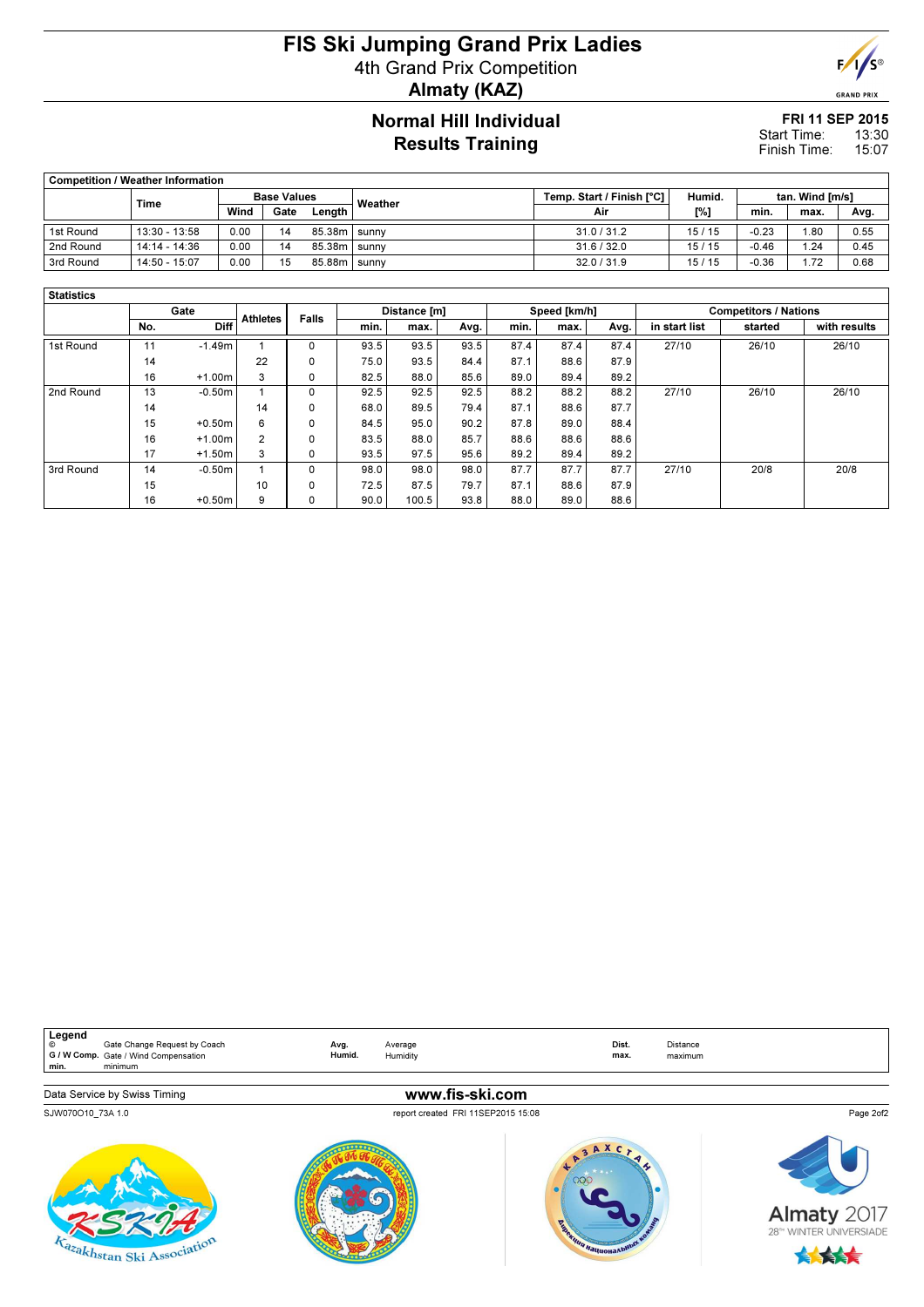# FIS Ski Jumping Grand Prix Ladies

4th Grand Prix Competition

**Almaty (KAZ)**

## Normal Hill Individual
## Results Training

**FRI 11 SEP 2015**
Start Time: 13:30
Finish Time: 15:07

| Competition / Weather Information | | | | | | | | | | |
|---|---|---|---|---|---|---|---|---|---|---|
| | Time | Base Values | | | Weather | Temp. Start / Finish [°C] | Humid. | tan. Wind [m/s] | | |
| | | Wind | Gate | Length | | Air | [%] | min. | max. | Avg. |
| 1st Round | 13:30 - 13:58 | 0.00 | 14 | 85.38m | sunny | 31.0 / 31.2 | 15 / 15 | -0.23 | 1.80 | 0.55 |
| 2nd Round | 14:14 - 14:36 | 0.00 | 14 | 85.38m | sunny | 31.6 / 32.0 | 15 / 15 | -0.46 | 1.24 | 0.45 |
| 3rd Round | 14:50 - 15:07 | 0.00 | 15 | 85.88m | sunny | 32.0 / 31.9 | 15 / 15 | -0.36 | 1.72 | 0.68 |

| Statistics | | | | | | | | | | | | | |
|---|---|---|---|---|---|---|---|---|---|---|---|---|---|
| | Gate | | Athletes | Falls | Distance [m] | | | Speed [km/h] | | | Competitors / Nations | | |
| | No. | Diff | | | min. | max. | Avg. | min. | max. | Avg. | in start list | started | with results |
| 1st Round | 11 | -1.49m | 1 | 0 | 93.5 | 93.5 | 93.5 | 87.4 | 87.4 | 87.4 | 27/10 | 26/10 | 26/10 |
| | 14 | | 22 | 0 | 75.0 | 93.5 | 84.4 | 87.1 | 88.6 | 87.9 | | | |
| | 16 | +1.00m | 3 | 0 | 82.5 | 88.0 | 85.6 | 89.0 | 89.4 | 89.2 | | | |
| 2nd Round | 13 | -0.50m | 1 | 0 | 92.5 | 92.5 | 92.5 | 88.2 | 88.2 | 88.2 | 27/10 | 26/10 | 26/10 |
| | 14 | | 14 | 0 | 68.0 | 89.5 | 79.4 | 87.1 | 88.6 | 87.7 | | | |
| | 15 | +0.50m | 6 | 0 | 84.5 | 95.0 | 90.2 | 87.8 | 89.0 | 88.4 | | | |
| | 16 | +1.00m | 2 | 0 | 83.5 | 88.0 | 85.7 | 88.6 | 88.6 | 88.6 | | | |
| | 17 | +1.50m | 3 | 0 | 93.5 | 97.5 | 95.6 | 89.2 | 89.4 | 89.2 | | | |
| 3rd Round | 14 | -0.50m | 1 | 0 | 98.0 | 98.0 | 98.0 | 87.7 | 87.7 | 87.7 | 27/10 | 20/8 | 20/8 |
| | 15 | | 10 | 0 | 72.5 | 87.5 | 79.7 | 87.1 | 88.6 | 87.9 | | | |
| | 16 | +0.50m | 9 | 0 | 90.0 | 100.5 | 93.8 | 88.0 | 89.0 | 88.6 | | | |

**Legend**

| | | | | | |
|---|---|---|---|---|---|
| © | Gate Change Request by Coach | Avg. | Average | Dist. | Distance |
| G / W Comp. | Gate / Wind Compensation | Humid. | Humidity | max. | maximum |
| min. | minimum | | | | |

Data Service by Swiss Timing

www.fis-ski.com

SJW070O10_73A 1.0

report created FRI 11SEP2015 15:08